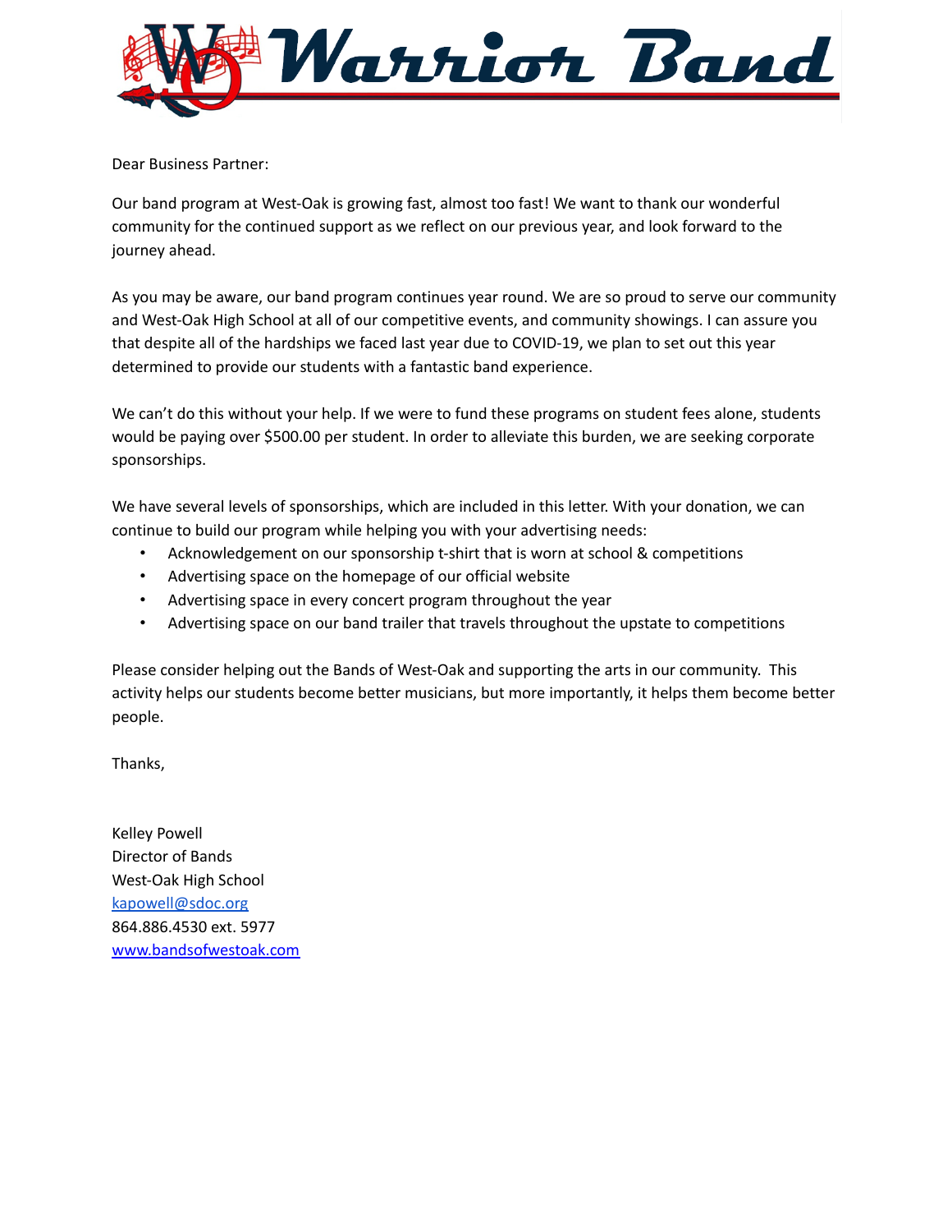# Warrior Band

Dear Business Partner:

Our band program at West-Oak is growing fast, almost too fast! We want to thank our wonderful community for the continued support as we reflect on our previous year, and look forward to the journey ahead.

As you may be aware, our band program continues year round. We are so proud to serve our community and West-Oak High School at all of our competitive events, and community showings. I can assure you that despite all of the hardships we faced last year due to COVID-19, we plan to set out this year determined to provide our students with a fantastic band experience.

We can't do this without your help. If we were to fund these programs on student fees alone, students would be paying over $500.00 per student. In order to alleviate this burden, we are seeking corporate sponsorships.

We have several levels of sponsorships, which are included in this letter. With your donation, we can continue to build our program while helping you with your advertising needs:

- Acknowledgement on our sponsorship t-shirt that is worn at school & competitions
- Advertising space on the homepage of our official website
- Advertising space in every concert program throughout the year
- Advertising space on our band trailer that travels throughout the upstate to competitions

Please consider helping out the Bands of West-Oak and supporting the arts in our community. This activity helps our students become better musicians, but more importantly, it helps them become better people.

Thanks,

Kelley Powell
Director of Bands
West-Oak High School
kapowell@sdoc.org
864.886.4530 ext. 5977
www.bandsofwestoak.com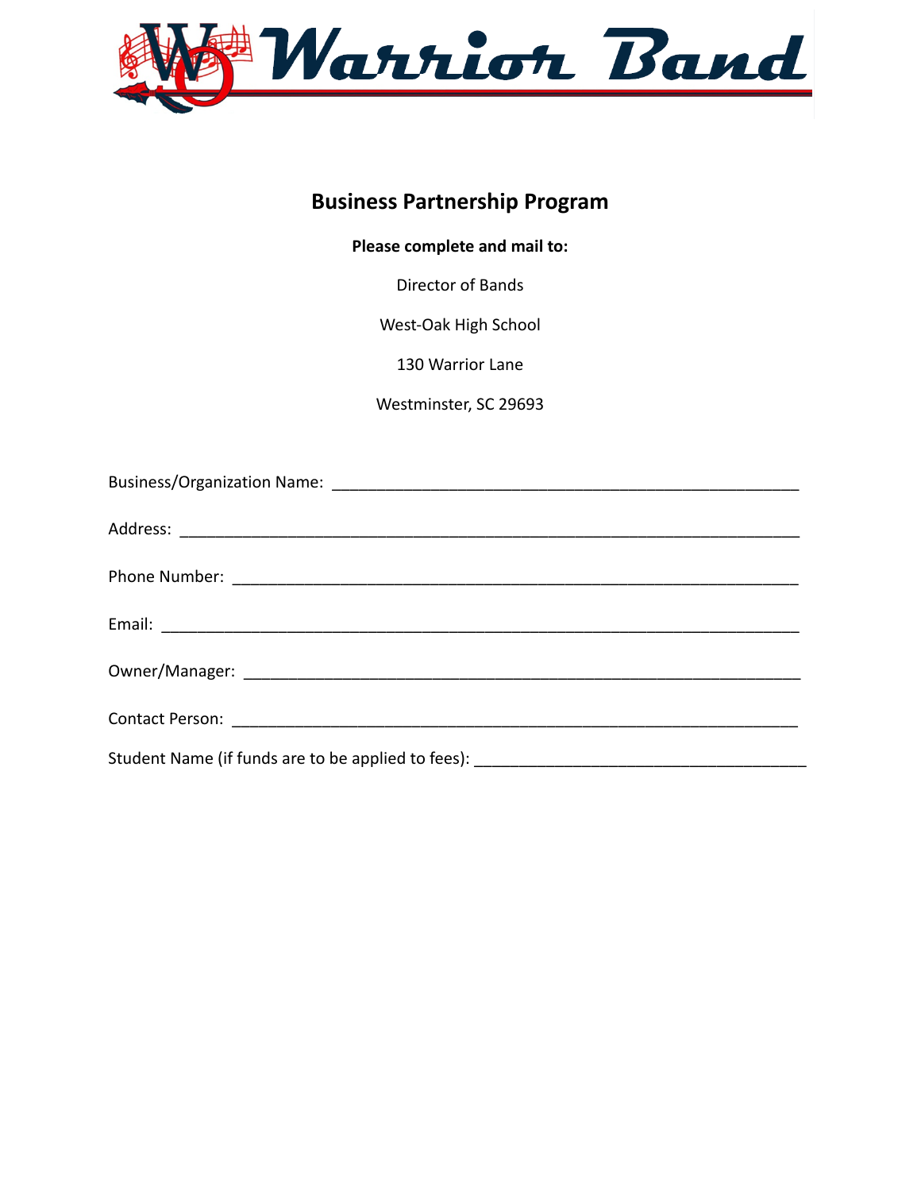# Warrior Band

## Business Partnership Program

**Please complete and mail to:**

Director of Bands

West-Oak High School

130 Warrior Lane

Westminster, SC 29693

Business/Organization Name: ____________________________________________________

Address: ______________________________________________________________________

Phone Number: _________________________________________________________________

Email: ________________________________________________________________________

Owner/Manager: _______________________________________________________________

Contact Person: ________________________________________________________________

Student Name (if funds are to be applied to fees): ____________________________________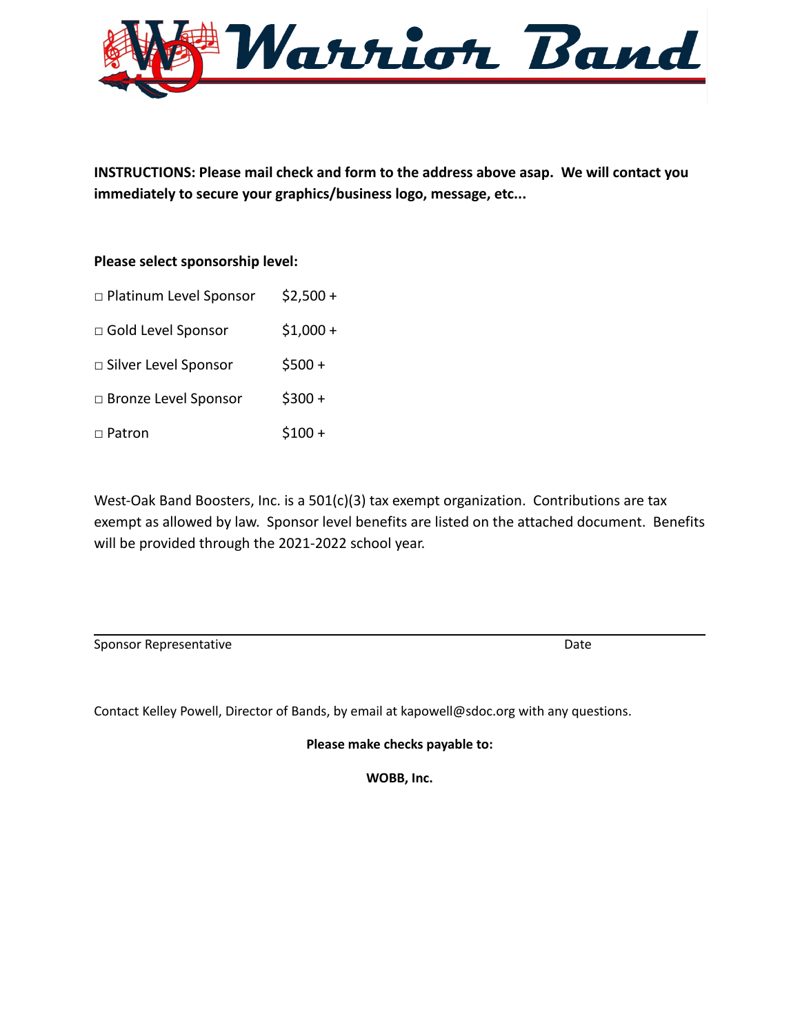# Warrior Band

**INSTRUCTIONS: Please mail check and form to the address above asap. We will contact you immediately to secure your graphics/business logo, message, etc...**

**Please select sponsorship level:**

| | |
|---|---|
| □ Platinum Level Sponsor | $2,500 + |
| □ Gold Level Sponsor | $1,000 + |
| □ Silver Level Sponsor | $500 + |
| □ Bronze Level Sponsor | $300 + |
| □ Patron | $100 + |

West-Oak Band Boosters, Inc. is a 501(c)(3) tax exempt organization. Contributions are tax exempt as allowed by law. Sponsor level benefits are listed on the attached document. Benefits will be provided through the 2021-2022 school year.

Sponsor Representative ______________________________ Date __________

Contact Kelley Powell, Director of Bands, by email at kapowell@sdoc.org with any questions.

**Please make checks payable to:**

**WOBB, Inc.**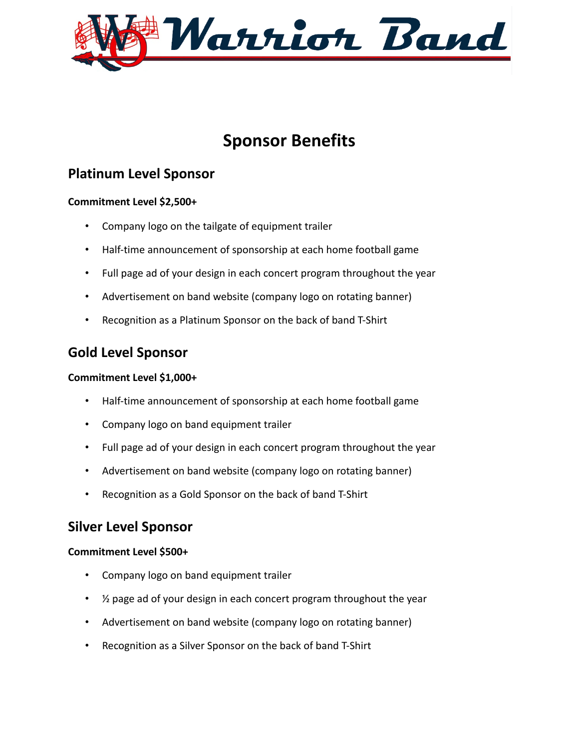# Sponsor Benefits

## Platinum Level Sponsor

**Commitment Level $2,500+**

- Company logo on the tailgate of equipment trailer
- Half-time announcement of sponsorship at each home football game
- Full page ad of your design in each concert program throughout the year
- Advertisement on band website (company logo on rotating banner)
- Recognition as a Platinum Sponsor on the back of band T-Shirt

## Gold Level Sponsor

**Commitment Level $1,000+**

- Half-time announcement of sponsorship at each home football game
- Company logo on band equipment trailer
- Full page ad of your design in each concert program throughout the year
- Advertisement on band website (company logo on rotating banner)
- Recognition as a Gold Sponsor on the back of band T-Shirt

## Silver Level Sponsor

**Commitment Level $500+**

- Company logo on band equipment trailer
- ½ page ad of your design in each concert program throughout the year
- Advertisement on band website (company logo on rotating banner)
- Recognition as a Silver Sponsor on the back of band T-Shirt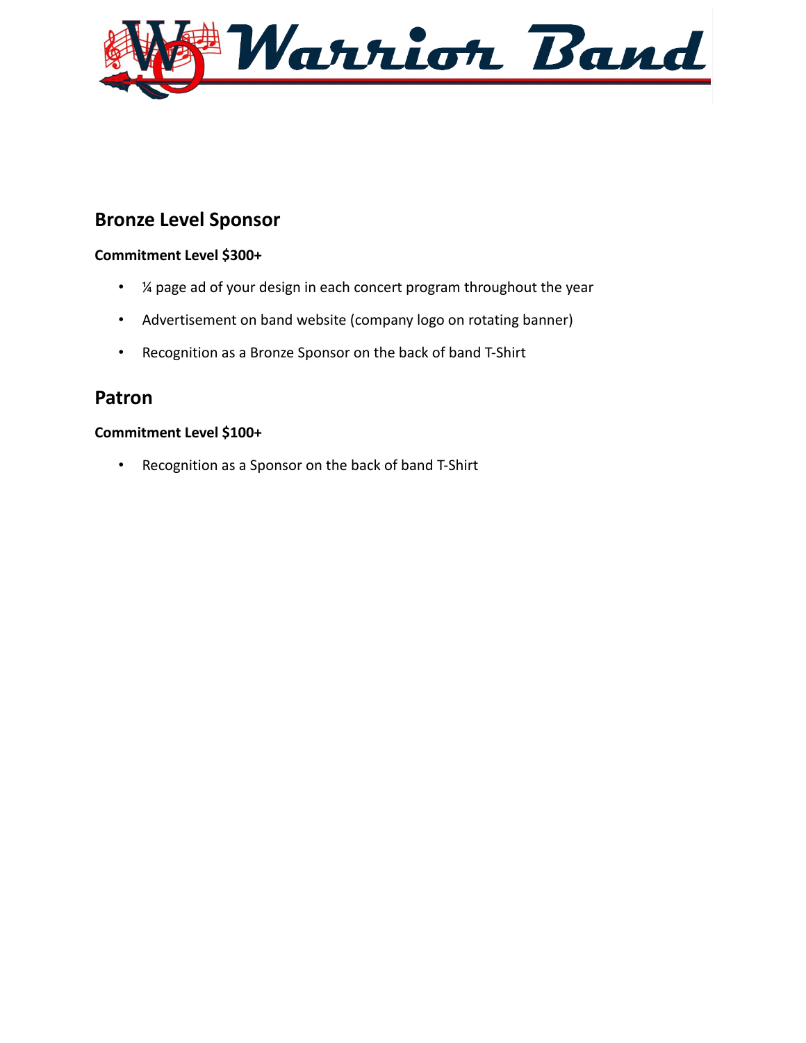## Bronze Level Sponsor

**Commitment Level $300+**

- ¼ page ad of your design in each concert program throughout the year
- Advertisement on band website (company logo on rotating banner)
- Recognition as a Bronze Sponsor on the back of band T-Shirt

## Patron

**Commitment Level $100+**

- Recognition as a Sponsor on the back of band T-Shirt